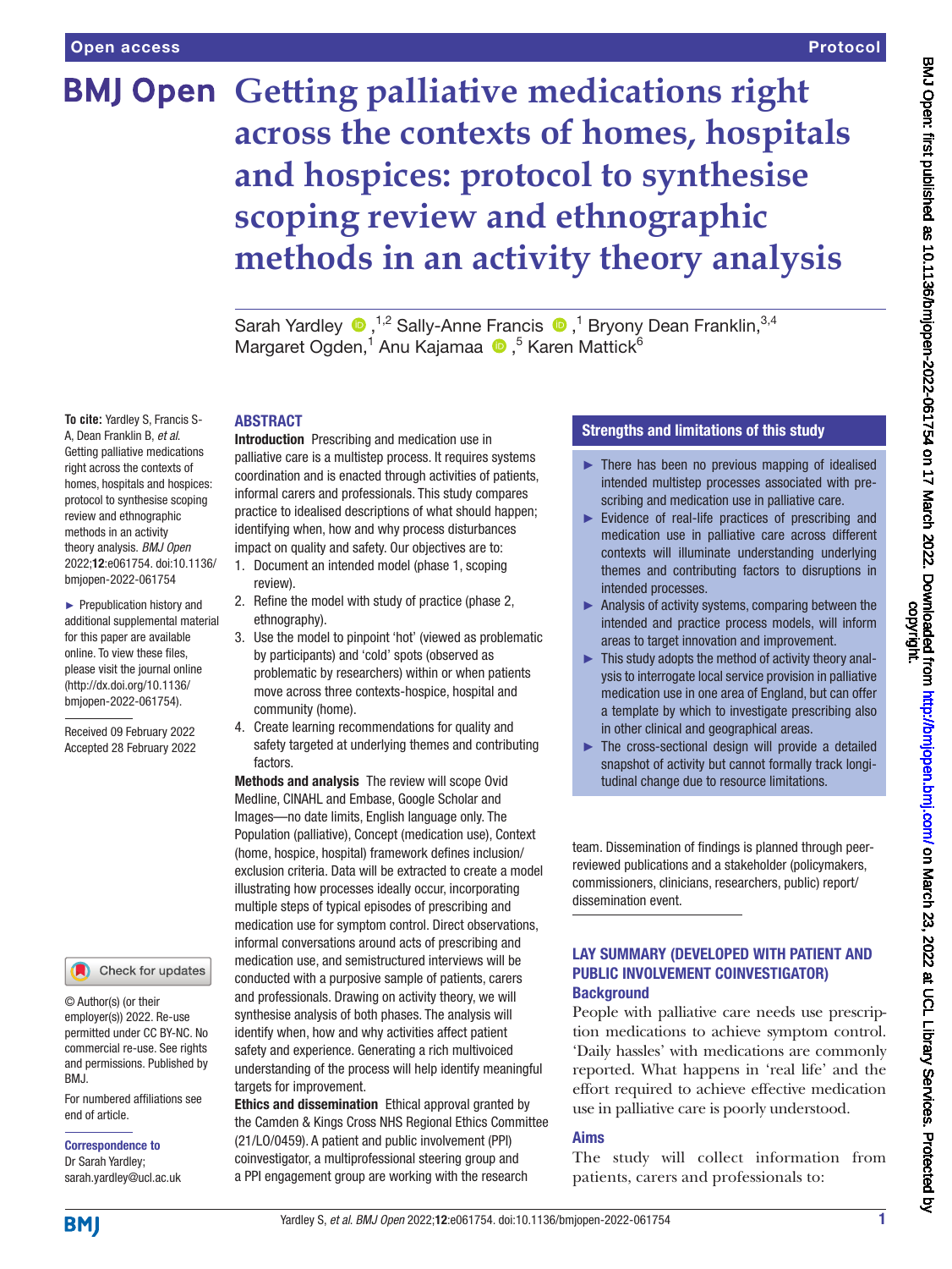Open access

Protocol

# Getting palliative medications right across the contexts of homes, hospitals and hospices: protocol to synthesise scoping review and ethnographic methods in an activity theory analysis

Sarah Yardley [1,2] Sally-Anne Francis [1] Bryony Dean Franklin [3,4] Margaret Ogden [1] Anu Kajamaa [5] Karen Mattick [6]

**To cite:** Yardley S, Francis S-A, Dean Franklin B, *et al.* Getting palliative medications right across the contexts of homes, hospitals and hospices: protocol to synthesise scoping review and ethnographic methods in an activity theory analysis. *BMJ Open* 2022;**12**:e061754. doi:10.1136/bmjopen-2022-061754

► Prepublication history and additional supplemental material for this paper are available online. To view these files, please visit the journal online (http://dx.doi.org/10.1136/bmjopen-2022-061754).

Received 09 February 2022
Accepted 28 February 2022

© Author(s) (or their employer(s)) 2022. Re-use permitted under CC BY-NC. No commercial re-use. See rights and permissions. Published by BMJ.

For numbered affiliations see end of article.

**Correspondence to**
Dr Sarah Yardley;
sarah.yardley@ucl.ac.uk

## ABSTRACT

**Introduction** Prescribing and medication use in palliative care is a multistep process. It requires systems coordination and is enacted through activities of patients, informal carers and professionals. This study compares practice to idealised descriptions of what should happen; identifying when, how and why process disturbances impact on quality and safety. Our objectives are to:

1. Document an intended model (phase 1, scoping review).
2. Refine the model with study of practice (phase 2, ethnography).
3. Use the model to pinpoint 'hot' (viewed as problematic by participants) and 'cold' spots (observed as problematic by researchers) within or when patients move across three contexts-hospice, hospital and community (home).
4. Create learning recommendations for quality and safety targeted at underlying themes and contributing factors.

**Methods and analysis** The review will scope Ovid Medline, CINAHL and Embase, Google Scholar and Images—no date limits, English language only. The Population (palliative), Concept (medication use), Context (home, hospice, hospital) framework defines inclusion/exclusion criteria. Data will be extracted to create a model illustrating how processes ideally occur, incorporating multiple steps of typical episodes of prescribing and medication use for symptom control. Direct observations, informal conversations around acts of prescribing and medication use, and semistructured interviews will be conducted with a purposive sample of patients, carers and professionals. Drawing on activity theory, we will synthesise analysis of both phases. The analysis will identify when, how and why activities affect patient safety and experience. Generating a rich multivoiced understanding of the process will help identify meaningful targets for improvement.

**Ethics and dissemination** Ethical approval granted by the Camden & Kings Cross NHS Regional Ethics Committee (21/LO/0459). A patient and public involvement (PPI) coinvestigator, a multiprofessional steering group and a PPI engagement group are working with the research team. Dissemination of findings is planned through peer-reviewed publications and a stakeholder (policymakers, commissioners, clinicians, researchers, public) report/dissemination event.

### Strengths and limitations of this study

- ► There has been no previous mapping of idealised intended multistep processes associated with prescribing and medication use in palliative care.
- ► Evidence of real-life practices of prescribing and medication use in palliative care across different contexts will illuminate understanding underlying themes and contributing factors to disruptions in intended processes.
- ► Analysis of activity systems, comparing between the intended and practice process models, will inform areas to target innovation and improvement.
- ► This study adopts the method of activity theory analysis to interrogate local service provision in palliative medication use in one area of England, but can offer a template by which to investigate prescribing also in other clinical and geographical areas.
- ► The cross-sectional design will provide a detailed snapshot of activity but cannot formally track longitudinal change due to resource limitations.

## LAY SUMMARY (DEVELOPED WITH PATIENT AND PUBLIC INVOLVEMENT COINVESTIGATOR)

### Background

People with palliative care needs use prescription medications to achieve symptom control. 'Daily hassles' with medications are commonly reported. What happens in 'real life' and the effort required to achieve effective medication use in palliative care is poorly understood.

### Aims

The study will collect information from patients, carers and professionals to: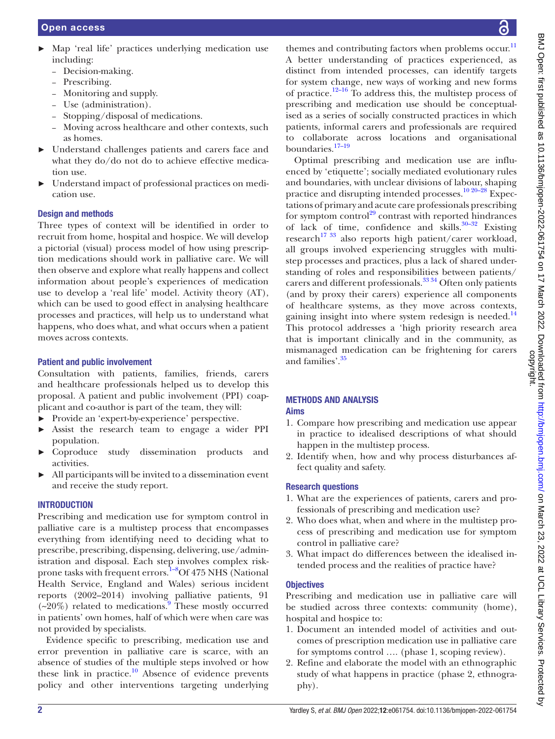- Map 'real life' practices underlying medication use including:
  - Decision-making.
  - Prescribing.
  - Monitoring and supply.
  - Use (administration).
  - Stopping/disposal of medications.
  - Moving across healthcare and other contexts, such as homes.
- Understand challenges patients and carers face and what they do/do not do to achieve effective medication use.
- Understand impact of professional practices on medication use.

### Design and methods

Three types of context will be identified in order to recruit from home, hospital and hospice. We will develop a pictorial (visual) process model of how using prescription medications should work in palliative care. We will then observe and explore what really happens and collect information about people's experiences of medication use to develop a 'real life' model. Activity theory (AT), which can be used to good effect in analysing healthcare processes and practices, will help us to understand what happens, who does what, and what occurs when a patient moves across contexts.

### Patient and public involvement

Consultation with patients, families, friends, carers and healthcare professionals helped us to develop this proposal. A patient and public involvement (PPI) coapplicant and co-author is part of the team, they will:

- Provide an 'expert-by-experience' perspective.
- Assist the research team to engage a wider PPI population.
- Coproduce study dissemination products and activities.
- All participants will be invited to a dissemination event and receive the study report.

## INTRODUCTION

Prescribing and medication use for symptom control in palliative care is a multistep process that encompasses everything from identifying need to deciding what to prescribe, prescribing, dispensing, delivering, use/administration and disposal. Each step involves complex risk-prone tasks with frequent errors.[1–8] Of 475 NHS (National Health Service, England and Wales) serious incident reports (2002–2014) involving palliative patients, 91 (~20%) related to medications.[9] These mostly occurred in patients' own homes, half of which were when care was not provided by specialists.

Evidence specific to prescribing, medication use and error prevention in palliative care is scarce, with an absence of studies of the multiple steps involved or how these link in practice.[10] Absence of evidence prevents policy and other interventions targeting underlying themes and contributing factors when problems occur.[11] A better understanding of practices experienced, as distinct from intended processes, can identify targets for system change, new ways of working and new forms of practice.[12–16] To address this, the multistep process of prescribing and medication use should be conceptualised as a series of socially constructed practices in which patients, informal carers and professionals are required to collaborate across locations and organisational boundaries.[17–19]

Optimal prescribing and medication use are influenced by 'etiquette'; socially mediated evolutionary rules and boundaries, with unclear divisions of labour, shaping practice and disrupting intended processes.[10 20–28] Expectations of primary and acute care professionals prescribing for symptom control[29] contrast with reported hindrances of lack of time, confidence and skills.[30–32] Existing research[17 33] also reports high patient/carer workload, all groups involved experiencing struggles with multistep processes and practices, plus a lack of shared understanding of roles and responsibilities between patients/carers and different professionals.[33 34] Often only patients (and by proxy their carers) experience all components of healthcare systems, as they move across contexts, gaining insight into where system redesign is needed.[14] This protocol addresses a 'high priority research area that is important clinically and in the community, as mismanaged medication can be frightening for carers and families'.[35]

## METHODS AND ANALYSIS

### Aims

1. Compare how prescribing and medication use appear in practice to idealised descriptions of what should happen in the multistep process.
2. Identify when, how and why process disturbances affect quality and safety.

### Research questions

1. What are the experiences of patients, carers and professionals of prescribing and medication use?
2. Who does what, when and where in the multistep process of prescribing and medication use for symptom control in palliative care?
3. What impact do differences between the idealised intended process and the realities of practice have?

### Objectives

Prescribing and medication use in palliative care will be studied across three contexts: community (home), hospital and hospice to:

1. Document an intended model of activities and outcomes of prescription medication use in palliative care for symptoms control …. (phase 1, scoping review).
2. Refine and elaborate the model with an ethnographic study of what happens in practice (phase 2, ethnography).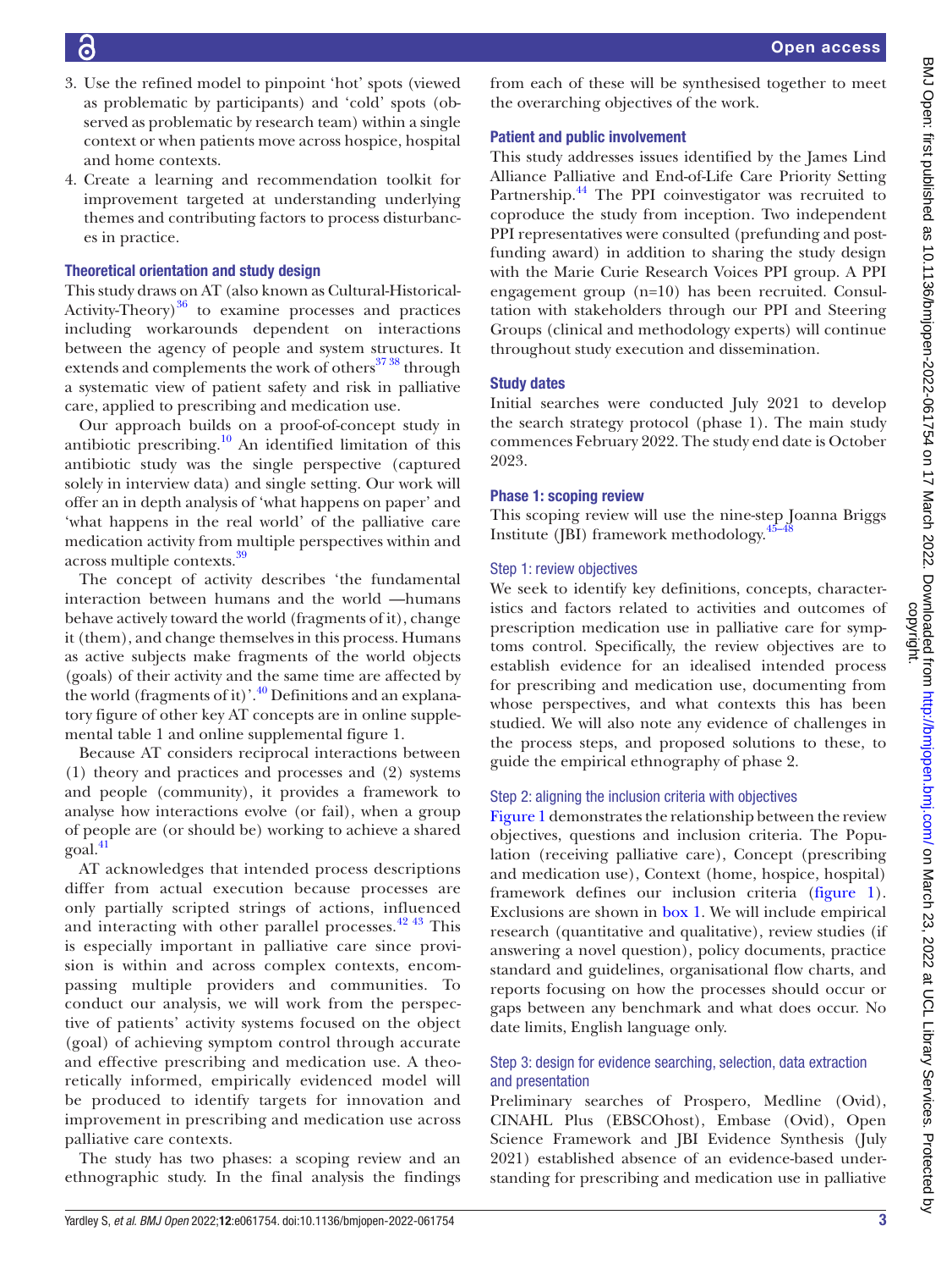3. Use the refined model to pinpoint 'hot' spots (viewed as problematic by participants) and 'cold' spots (observed as problematic by research team) within a single context or when patients move across hospice, hospital and home contexts.
4. Create a learning and recommendation toolkit for improvement targeted at understanding underlying themes and contributing factors to process disturbances in practice.

### Theoretical orientation and study design

This study draws on AT (also known as Cultural-Historical-Activity-Theory)[36] to examine processes and practices including workarounds dependent on interactions between the agency of people and system structures. It extends and complements the work of others[37 38] through a systematic view of patient safety and risk in palliative care, applied to prescribing and medication use.

Our approach builds on a proof-of-concept study in antibiotic prescribing.[10] An identified limitation of this antibiotic study was the single perspective (captured solely in interview data) and single setting. Our work will offer an in depth analysis of 'what happens on paper' and 'what happens in the real world' of the palliative care medication activity from multiple perspectives within and across multiple contexts.[39]

The concept of activity describes 'the fundamental interaction between humans and the world —humans behave actively toward the world (fragments of it), change it (them), and change themselves in this process. Humans as active subjects make fragments of the world objects (goals) of their activity and the same time are affected by the world (fragments of it)'.[40] Definitions and an explanatory figure of other key AT concepts are in online supplemental table 1 and online supplemental figure 1.

Because AT considers reciprocal interactions between (1) theory and practices and processes and (2) systems and people (community), it provides a framework to analyse how interactions evolve (or fail), when a group of people are (or should be) working to achieve a shared goal.[41]

AT acknowledges that intended process descriptions differ from actual execution because processes are only partially scripted strings of actions, influenced and interacting with other parallel processes.[42 43] This is especially important in palliative care since provision is within and across complex contexts, encompassing multiple providers and communities. To conduct our analysis, we will work from the perspective of patients' activity systems focused on the object (goal) of achieving symptom control through accurate and effective prescribing and medication use. A theoretically informed, empirically evidenced model will be produced to identify targets for innovation and improvement in prescribing and medication use across palliative care contexts.

The study has two phases: a scoping review and an ethnographic study. In the final analysis the findings from each of these will be synthesised together to meet the overarching objectives of the work.

### Patient and public involvement

This study addresses issues identified by the James Lind Alliance Palliative and End-of-Life Care Priority Setting Partnership.[44] The PPI coinvestigator was recruited to coproduce the study from inception. Two independent PPI representatives were consulted (prefunding and post-funding award) in addition to sharing the study design with the Marie Curie Research Voices PPI group. A PPI engagement group (n=10) has been recruited. Consultation with stakeholders through our PPI and Steering Groups (clinical and methodology experts) will continue throughout study execution and dissemination.

### Study dates

Initial searches were conducted July 2021 to develop the search strategy protocol (phase 1). The main study commences February 2022. The study end date is October 2023.

### Phase 1: scoping review

This scoping review will use the nine-step Joanna Briggs Institute (JBI) framework methodology.[45–48]

#### Step 1: review objectives

We seek to identify key definitions, concepts, characteristics and factors related to activities and outcomes of prescription medication use in palliative care for symptoms control. Specifically, the review objectives are to establish evidence for an idealised intended process for prescribing and medication use, documenting from whose perspectives, and what contexts this has been studied. We will also note any evidence of challenges in the process steps, and proposed solutions to these, to guide the empirical ethnography of phase 2.

#### Step 2: aligning the inclusion criteria with objectives

Figure 1 demonstrates the relationship between the review objectives, questions and inclusion criteria. The Population (receiving palliative care), Concept (prescribing and medication use), Context (home, hospice, hospital) framework defines our inclusion criteria (figure 1). Exclusions are shown in box 1. We will include empirical research (quantitative and qualitative), review studies (if answering a novel question), policy documents, practice standard and guidelines, organisational flow charts, and reports focusing on how the processes should occur or gaps between any benchmark and what does occur. No date limits, English language only.

#### Step 3: design for evidence searching, selection, data extraction and presentation

Preliminary searches of Prospero, Medline (Ovid), CINAHL Plus (EBSCOhost), Embase (Ovid), Open Science Framework and JBI Evidence Synthesis (July 2021) established absence of an evidence-based understanding for prescribing and medication use in palliative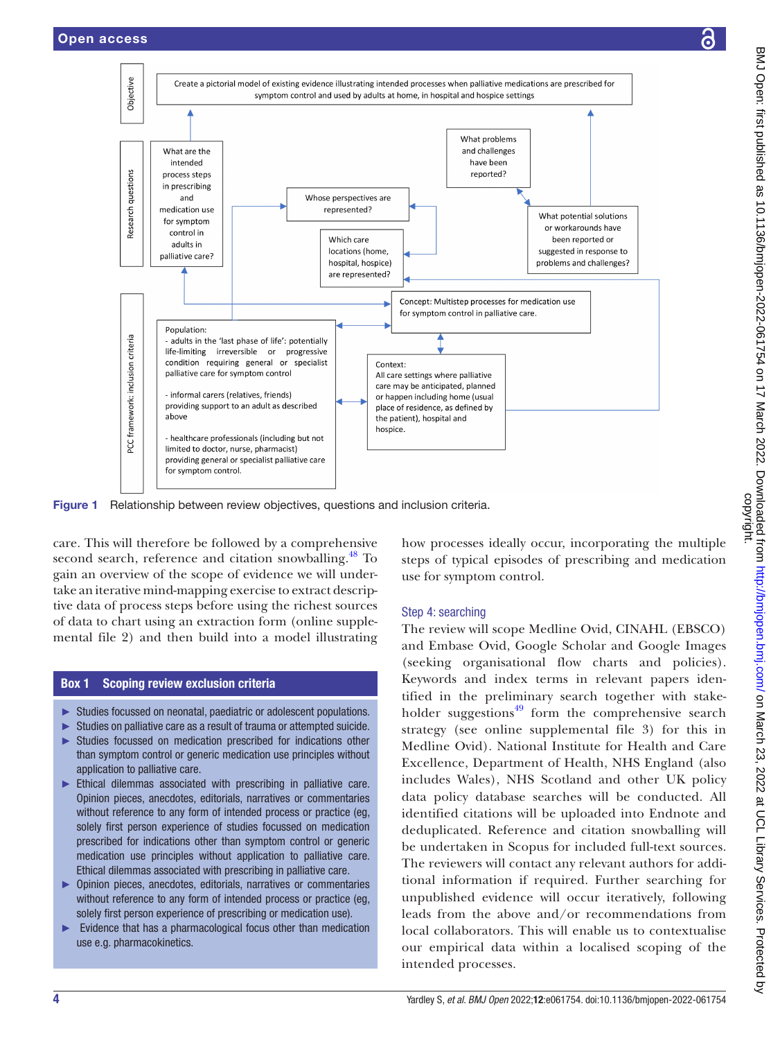Objective

Create a pictorial model of existing evidence illustrating intended processes when palliative medications are prescribed for symptom control and used by adults at home, in hospital and hospice settings

Research questions

What are the intended process steps in prescribing and medication use for symptom control in adults in palliative care?

Whose perspectives are represented?

Which care locations (home, hospital, hospice) are represented?

What problems and challenges have been reported?

What potential solutions or workarounds have been reported or suggested in response to problems and challenges?

PCC framework: inclusion criteria

Concept: Multistep processes for medication use for symptom control in palliative care.

Population:
- adults in the 'last phase of life': potentially life-limiting irreversible or progressive condition requiring general or specialist palliative care for symptom control

- informal carers (relatives, friends) providing support to an adult as described above

- healthcare professionals (including but not limited to doctor, nurse, pharmacist) providing general or specialist palliative care for symptom control.

Context:
All care settings where palliative care may be anticipated, planned or happen including home (usual place of residence, as defined by the patient), hospital and hospice.

**Figure 1** Relationship between review objectives, questions and inclusion criteria.

care. This will therefore be followed by a comprehensive second search, reference and citation snowballing.[48] To gain an overview of the scope of evidence we will undertake an iterative mind-mapping exercise to extract descriptive data of process steps before using the richest sources of data to chart using an extraction form (online supplemental file 2) and then build into a model illustrating how processes ideally occur, incorporating the multiple steps of typical episodes of prescribing and medication use for symptom control.

### Box 1 Scoping review exclusion criteria

- Studies focussed on neonatal, paediatric or adolescent populations.
- Studies on palliative care as a result of trauma or attempted suicide.
- Studies focussed on medication prescribed for indications other than symptom control or generic medication use principles without application to palliative care.
- Ethical dilemmas associated with prescribing in palliative care. Opinion pieces, anecdotes, editorials, narratives or commentaries without reference to any form of intended process or practice (eg, solely first person experience of studies focussed on medication prescribed for indications other than symptom control or generic medication use principles without application to palliative care. Ethical dilemmas associated with prescribing in palliative care.
- Opinion pieces, anecdotes, editorials, narratives or commentaries without reference to any form of intended process or practice (eg, solely first person experience of prescribing or medication use).
- Evidence that has a pharmacological focus other than medication use e.g. pharmacokinetics.

## Step 4: searching

The review will scope Medline Ovid, CINAHL (EBSCO) and Embase Ovid, Google Scholar and Google Images (seeking organisational flow charts and policies). Keywords and index terms in relevant papers identified in the preliminary search together with stakeholder suggestions[49] form the comprehensive search strategy (see online supplemental file 3) for this in Medline Ovid). National Institute for Health and Care Excellence, Department of Health, NHS England (also includes Wales), NHS Scotland and other UK policy data policy database searches will be conducted. All identified citations will be uploaded into Endnote and deduplicated. Reference and citation snowballing will be undertaken in Scopus for included full-text sources. The reviewers will contact any relevant authors for additional information if required. Further searching for unpublished evidence will occur iteratively, following leads from the above and/or recommendations from local collaborators. This will enable us to contextualise our empirical data within a localised scoping of the intended processes.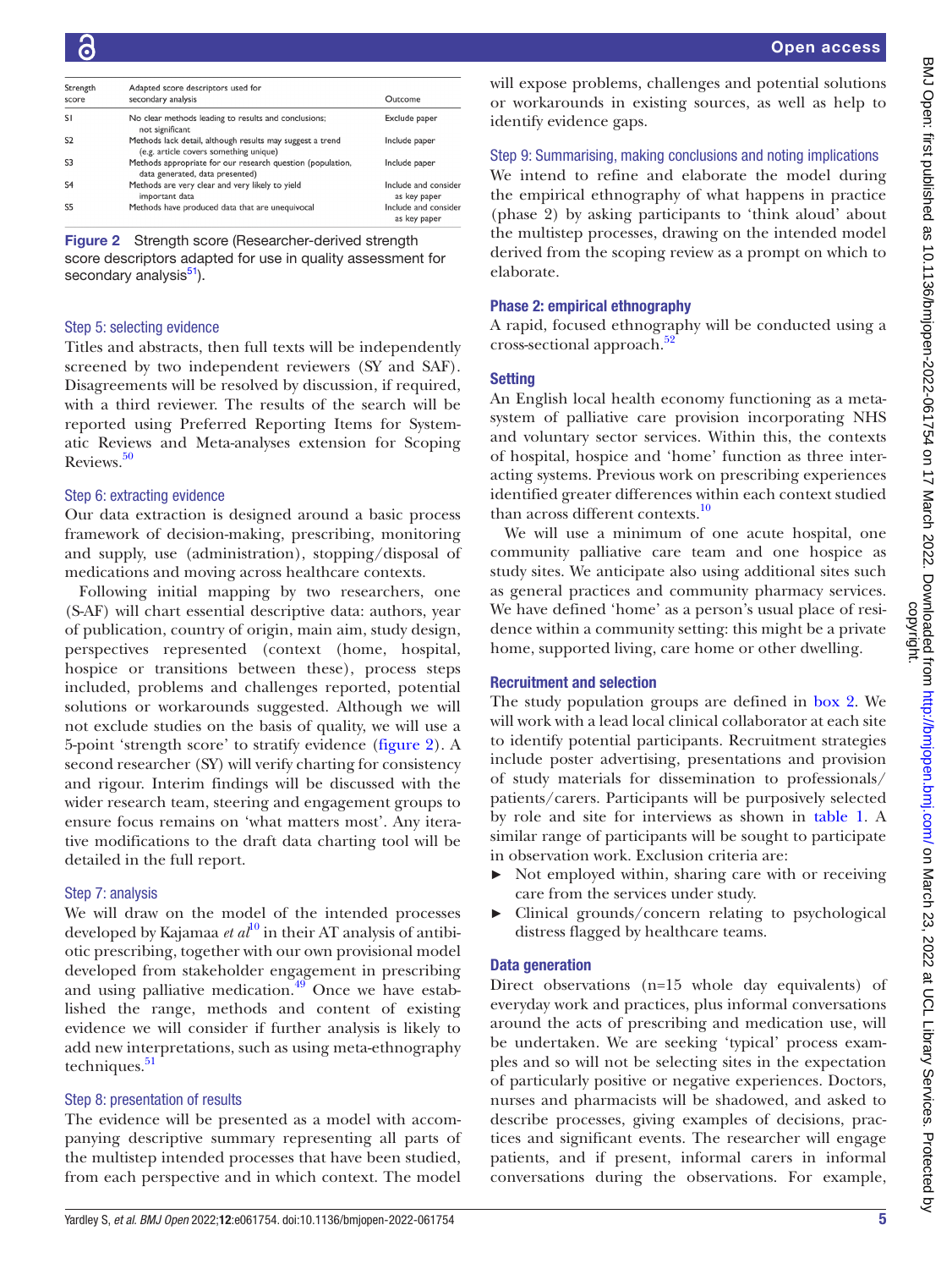| Strength score | Adapted score descriptors used for secondary analysis | Outcome |
|---|---|---|
| S1 | No clear methods leading to results and conclusions; not significant | Exclude paper |
| S2 | Methods lack detail, although results may suggest a trend (e.g. article covers something unique) | Include paper |
| S3 | Methods appropriate for our research question (population, data generated, data presented) | Include paper |
| S4 | Methods are very clear and very likely to yield important data | Include and consider as key paper |
| S5 | Methods have produced data that are unequivocal | Include and consider as key paper |

**Figure 2** Strength score (Researcher-derived strength score descriptors adapted for use in quality assessment for secondary analysis[51]).

### Step 5: selecting evidence

Titles and abstracts, then full texts will be independently screened by two independent reviewers (SY and SAF). Disagreements will be resolved by discussion, if required, with a third reviewer. The results of the search will be reported using Preferred Reporting Items for Systematic Reviews and Meta-analyses extension for Scoping Reviews.[50]

### Step 6: extracting evidence

Our data extraction is designed around a basic process framework of decision-making, prescribing, monitoring and supply, use (administration), stopping/disposal of medications and moving across healthcare contexts.

Following initial mapping by two researchers, one (S-AF) will chart essential descriptive data: authors, year of publication, country of origin, main aim, study design, perspectives represented (context (home, hospital, hospice or transitions between these), process steps included, problems and challenges reported, potential solutions or workarounds suggested. Although we will not exclude studies on the basis of quality, we will use a 5-point 'strength score' to stratify evidence (figure 2). A second researcher (SY) will verify charting for consistency and rigour. Interim findings will be discussed with the wider research team, steering and engagement groups to ensure focus remains on 'what matters most'. Any iterative modifications to the draft data charting tool will be detailed in the full report.

### Step 7: analysis

We will draw on the model of the intended processes developed by Kajamaa *et al*[10] in their AT analysis of antibiotic prescribing, together with our own provisional model developed from stakeholder engagement in prescribing and using palliative medication.[49] Once we have established the range, methods and content of existing evidence we will consider if further analysis is likely to add new interpretations, such as using meta-ethnography techniques.[51]

### Step 8: presentation of results

The evidence will be presented as a model with accompanying descriptive summary representing all parts of the multistep intended processes that have been studied, from each perspective and in which context. The model will expose problems, challenges and potential solutions or workarounds in existing sources, as well as help to identify evidence gaps.

### Step 9: Summarising, making conclusions and noting implications

We intend to refine and elaborate the model during the empirical ethnography of what happens in practice (phase 2) by asking participants to 'think aloud' about the multistep processes, drawing on the intended model derived from the scoping review as a prompt on which to elaborate.

## Phase 2: empirical ethnography

A rapid, focused ethnography will be conducted using a cross-sectional approach.[52]

## Setting

An English local health economy functioning as a metasystem of palliative care provision incorporating NHS and voluntary sector services. Within this, the contexts of hospital, hospice and 'home' function as three interacting systems. Previous work on prescribing experiences identified greater differences within each context studied than across different contexts.[10]

We will use a minimum of one acute hospital, one community palliative care team and one hospice as study sites. We anticipate also using additional sites such as general practices and community pharmacy services. We have defined 'home' as a person's usual place of residence within a community setting: this might be a private home, supported living, care home or other dwelling.

## Recruitment and selection

The study population groups are defined in box 2. We will work with a lead local clinical collaborator at each site to identify potential participants. Recruitment strategies include poster advertising, presentations and provision of study materials for dissemination to professionals/patients/carers. Participants will be purposively selected by role and site for interviews as shown in table 1. A similar range of participants will be sought to participate in observation work. Exclusion criteria are:

- Not employed within, sharing care with or receiving care from the services under study.
- Clinical grounds/concern relating to psychological distress flagged by healthcare teams.

## Data generation

Direct observations (n=15 whole day equivalents) of everyday work and practices, plus informal conversations around the acts of prescribing and medication use, will be undertaken. We are seeking 'typical' process examples and so will not be selecting sites in the expectation of particularly positive or negative experiences. Doctors, nurses and pharmacists will be shadowed, and asked to describe processes, giving examples of decisions, practices and significant events. The researcher will engage patients, and if present, informal carers in informal conversations during the observations. For example,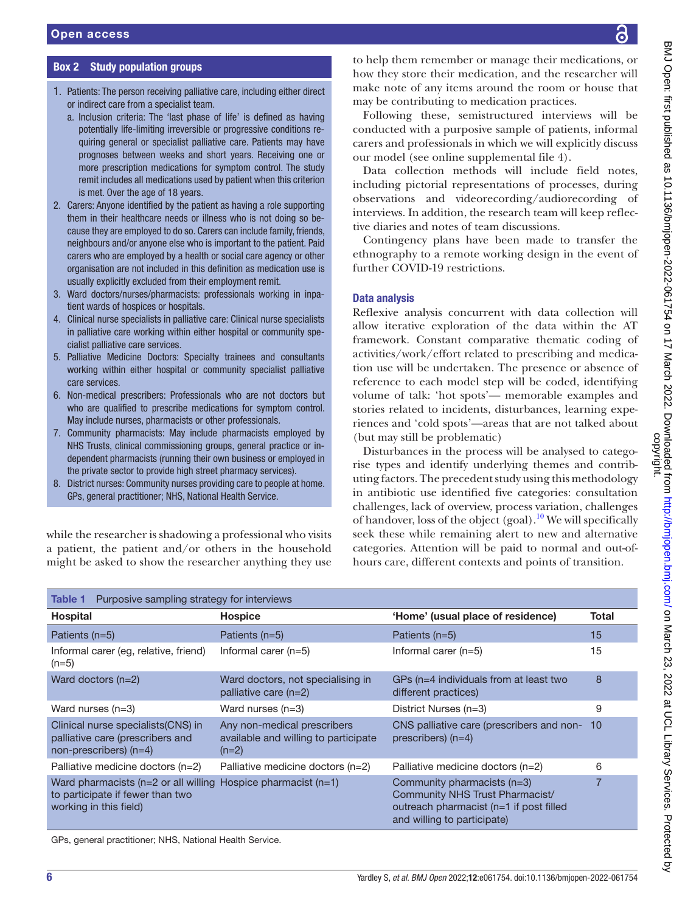### Box 2 Study population groups

1. Patients: The person receiving palliative care, including either direct or indirect care from a specialist team.
   a. Inclusion criteria: The 'last phase of life' is defined as having potentially life-limiting irreversible or progressive conditions requiring general or specialist palliative care. Patients may have prognoses between weeks and short years. Receiving one or more prescription medications for symptom control. The study remit includes all medications used by patient when this criterion is met. Over the age of 18 years.
2. Carers: Anyone identified by the patient as having a role supporting them in their healthcare needs or illness who is not doing so because they are employed to do so. Carers can include family, friends, neighbours and/or anyone else who is important to the patient. Paid carers who are employed by a health or social care agency or other organisation are not included in this definition as medication use is usually explicitly excluded from their employment remit.
3. Ward doctors/nurses/pharmacists: professionals working in inpatient wards of hospices or hospitals.
4. Clinical nurse specialists in palliative care: Clinical nurse specialists in palliative care working within either hospital or community specialist palliative care services.
5. Palliative Medicine Doctors: Specialty trainees and consultants working within either hospital or community specialist palliative care services.
6. Non-medical prescribers: Professionals who are not doctors but who are qualified to prescribe medications for symptom control. May include nurses, pharmacists or other professionals.
7. Community pharmacists: May include pharmacists employed by NHS Trusts, clinical commissioning groups, general practice or independent pharmacists (running their own business or employed in the private sector to provide high street pharmacy services).
8. District nurses: Community nurses providing care to people at home.

GPs, general practitioner; NHS, National Health Service.

while the researcher is shadowing a professional who visits a patient, the patient and/or others in the household might be asked to show the researcher anything they use to help them remember or manage their medications, or how they store their medication, and the researcher will make note of any items around the room or house that may be contributing to medication practices.

Following these, semistructured interviews will be conducted with a purposive sample of patients, informal carers and professionals in which we will explicitly discuss our model (see online supplemental file 4).

Data collection methods will include field notes, including pictorial representations of processes, during observations and videorecording/audiorecording of interviews. In addition, the research team will keep reflective diaries and notes of team discussions.

Contingency plans have been made to transfer the ethnography to a remote working design in the event of further COVID-19 restrictions.

### Data analysis

Reflexive analysis concurrent with data collection will allow iterative exploration of the data within the AT framework. Constant comparative thematic coding of activities/work/effort related to prescribing and medication use will be undertaken. The presence or absence of reference to each model step will be coded, identifying volume of talk: 'hot spots'— memorable examples and stories related to incidents, disturbances, learning experiences and 'cold spots'—areas that are not talked about (but may still be problematic)

Disturbances in the process will be analysed to categorise types and identify underlying themes and contributing factors. The precedent study using this methodology in antibiotic use identified five categories: consultation challenges, lack of overview, process variation, challenges of handover, loss of the object (goal).[10] We will specifically seek these while remaining alert to new and alternative categories. Attention will be paid to normal and out-of-hours care, different contexts and points of transition.

**Table 1** Purposive sampling strategy for interviews

| Hospital | Hospice | 'Home' (usual place of residence) | Total |
|---|---|---|---|
| Patients (n=5) | Patients (n=5) | Patients (n=5) | 15 |
| Informal carer (eg, relative, friend) (n=5) | Informal carer (n=5) | Informal carer (n=5) | 15 |
| Ward doctors (n=2) | Ward doctors, not specialising in palliative care (n=2) | GPs (n=4 individuals from at least two different practices) | 8 |
| Ward nurses (n=3) | Ward nurses (n=3) | District Nurses (n=3) | 9 |
| Clinical nurse specialists(CNS) in palliative care (prescribers and non-prescribers) (n=4) | Any non-medical prescribers available and willing to participate (n=2) | CNS palliative care (prescribers and non-prescribers) (n=4) | 10 |
| Palliative medicine doctors (n=2) | Palliative medicine doctors (n=2) | Palliative medicine doctors (n=2) | 6 |
| Ward pharmacists (n=2 or all willing to participate if fewer than two working in this field) | Hospice pharmacist (n=1) | Community pharmacists (n=3) Community NHS Trust Pharmacist/ outreach pharmacist (n=1 if post filled and willing to participate) | 7 |

GPs, general practitioner; NHS, National Health Service.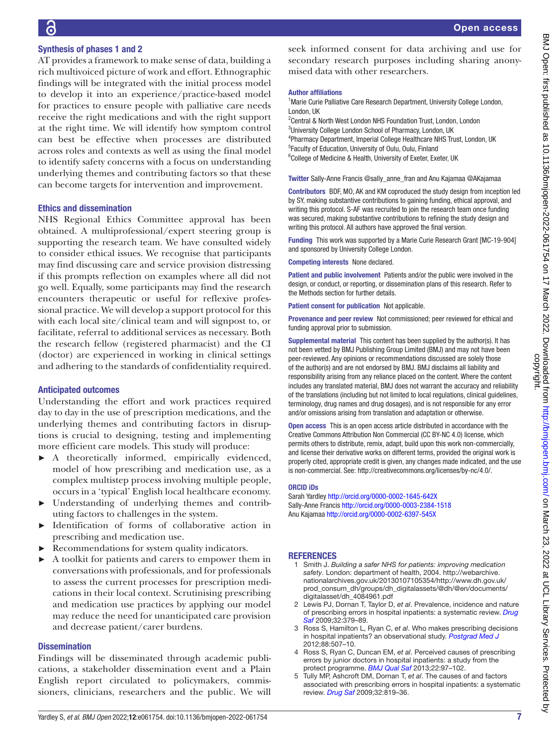### Synthesis of phases 1 and 2

AT provides a framework to make sense of data, building a rich multivoiced picture of work and effort. Ethnographic findings will be integrated with the initial process model to develop it into an experience/practice-based model for practices to ensure people with palliative care needs receive the right medications and with the right support at the right time. We will identify how symptom control can best be effective when processes are distributed across roles and contexts as well as using the final model to identify safety concerns with a focus on understanding underlying themes and contributing factors so that these can become targets for intervention and improvement.

### Ethics and dissemination

NHS Regional Ethics Committee approval has been obtained. A multiprofessional/expert steering group is supporting the research team. We have consulted widely to consider ethical issues. We recognise that participants may find discussing care and service provision distressing if this prompts reflection on examples where all did not go well. Equally, some participants may find the research encounters therapeutic or useful for reflexive professional practice. We will develop a support protocol for this with each local site/clinical team and will signpost to, or facilitate, referral to additional services as necessary. Both the research fellow (registered pharmacist) and the CI (doctor) are experienced in working in clinical settings and adhering to the standards of confidentiality required.

### Anticipated outcomes

Understanding the effort and work practices required day to day in the use of prescription medications, and the underlying themes and contributing factors in disruptions is crucial to designing, testing and implementing more efficient care models. This study will produce:

- A theoretically informed, empirically evidenced, model of how prescribing and medication use, as a complex multistep process involving multiple people, occurs in a 'typical' English local healthcare economy.
- Understanding of underlying themes and contributing factors to challenges in the system.
- Identification of forms of collaborative action in prescribing and medication use.
- Recommendations for system quality indicators.
- A toolkit for patients and carers to empower them in conversations with professionals, and for professionals to assess the current processes for prescription medications in their local context. Scrutinising prescribing and medication use practices by applying our model may reduce the need for unanticipated care provision and decrease patient/carer burdens.

### Dissemination

Findings will be disseminated through academic publications, a stakeholder dissemination event and a Plain English report circulated to policymakers, commissioners, clinicians, researchers and the public. We will seek informed consent for data archiving and use for secondary research purposes including sharing anonymised data with other researchers.

**Author affiliations**

[1]Marie Curie Palliative Care Research Department, University College London, London, UK
[2]Central & North West London NHS Foundation Trust, London, London
[3]University College London School of Pharmacy, London, UK
[4]Pharmacy Department, Imperial College Healthcare NHS Trust, London, UK
[5]Faculty of Education, University of Oulu, Oulu, Finland
[6]College of Medicine & Health, University of Exeter, Exeter, UK

**Twitter** Sally-Anne Francis @sally_anne_fran and Anu Kajamaa @AKajamaa

**Contributors** BDF, MO, AK and KM coproduced the study design from inception led by SY, making substantive contributions to gaining funding, ethical approval, and writing this protocol. S-AF was recruited to join the research team once funding was secured, making substantive contributions to refining the study design and writing this protocol. All authors have approved the final version.

**Funding** This work was supported by a Marie Curie Research Grant [MC-19-904] and sponsored by University College London.

**Competing interests** None declared.

**Patient and public involvement** Patients and/or the public were involved in the design, or conduct, or reporting, or dissemination plans of this research. Refer to the Methods section for further details.

**Patient consent for publication** Not applicable.

**Provenance and peer review** Not commissioned; peer reviewed for ethical and funding approval prior to submission.

**Supplemental material** This content has been supplied by the author(s). It has not been vetted by BMJ Publishing Group Limited (BMJ) and may not have been peer-reviewed. Any opinions or recommendations discussed are solely those of the author(s) and are not endorsed by BMJ. BMJ disclaims all liability and responsibility arising from any reliance placed on the content. Where the content includes any translated material, BMJ does not warrant the accuracy and reliability of the translations (including but not limited to local regulations, clinical guidelines, terminology, drug names and drug dosages), and is not responsible for any error and/or omissions arising from translation and adaptation or otherwise.

**Open access** This is an open access article distributed in accordance with the Creative Commons Attribution Non Commercial (CC BY-NC 4.0) license, which permits others to distribute, remix, adapt, build upon this work non-commercially, and license their derivative works on different terms, provided the original work is properly cited, appropriate credit is given, any changes made indicated, and the use is non-commercial. See: http://creativecommons.org/licenses/by-nc/4.0/.

**ORCID iDs**

Sarah Yardley http://orcid.org/0000-0002-1645-642X
Sally-Anne Francis http://orcid.org/0000-0003-2384-1518
Anu Kajamaa http://orcid.org/0000-0002-6397-545X

## REFERENCES

1. Smith J. *Building a safer NHS for patients: improving medication safety*. London: department of health, 2004. http://webarchive.nationalarchives.gov.uk/20130107105354/http://www.dh.gov.uk/prod_consum_dh/groups/dh_digitalassets/@dh/@en/documents/digitalasset/dh_4084961.pdf
2. Lewis PJ, Dornan T, Taylor D, *et al*. Prevalence, incidence and nature of prescribing errors in hospital inpatients: a systematic review. *Drug Saf* 2009;32:379–89.
3. Ross S, Hamilton L, Ryan C, *et al*. Who makes prescribing decisions in hospital inpatients? an observational study. *Postgrad Med J* 2012;88:507–10.
4. Ross S, Ryan C, Duncan EM, *et al*. Perceived causes of prescribing errors by junior doctors in hospital inpatients: a study from the protect programme. *BMJ Qual Saf* 2013;22:97–102.
5. Tully MP, Ashcroft DM, Dornan T, *et al*. The causes of and factors associated with prescribing errors in hospital inpatients: a systematic review. *Drug Saf* 2009;32:819–36.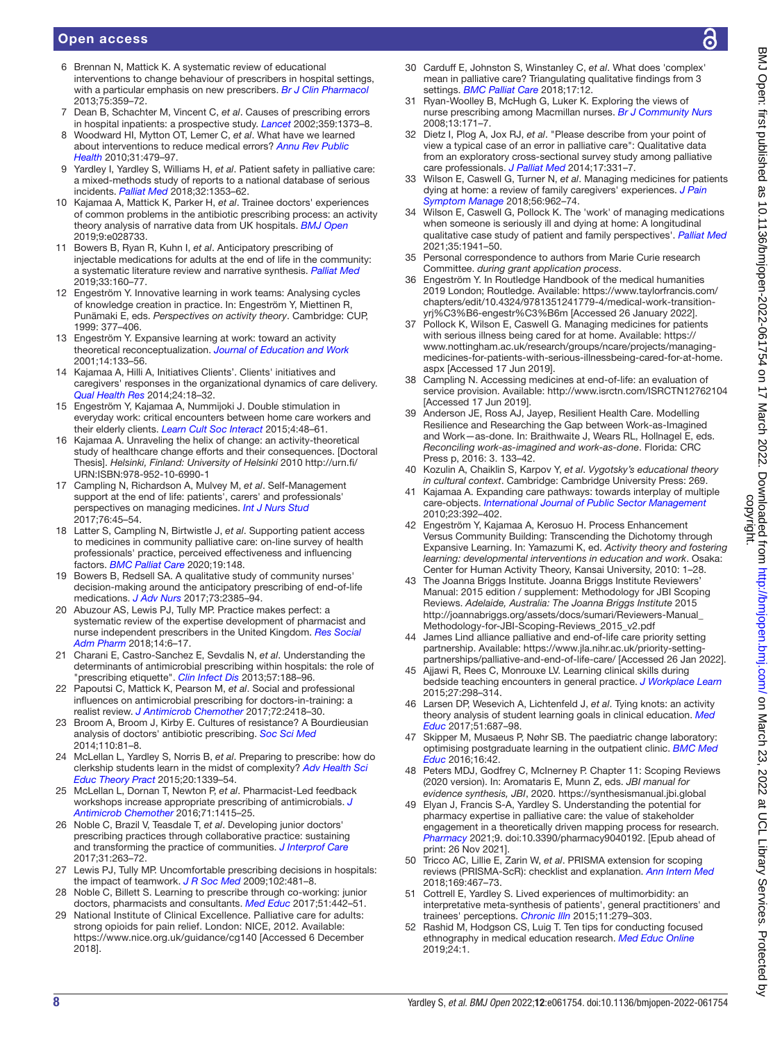6 Brennan N, Mattick K. A systematic review of educational interventions to change behaviour of prescribers in hospital settings, with a particular emphasis on new prescribers. *Br J Clin Pharmacol* 2013;75:359–72.

7 Dean B, Schachter M, Vincent C, *et al*. Causes of prescribing errors in hospital inpatients: a prospective study. *Lancet* 2002;359:1373–8.

8 Woodward HI, Mytton OT, Lemer C, *et al*. What have we learned about interventions to reduce medical errors? *Annu Rev Public Health* 2010;31:479–97.

9 Yardley I, Yardley S, Williams H, *et al*. Patient safety in palliative care: a mixed-methods study of reports to a national database of serious incidents. *Palliat Med* 2018;32:1353–62.

10 Kajamaa A, Mattick K, Parker H, *et al*. Trainee doctors' experiences of common problems in the antibiotic prescribing process: an activity theory analysis of narrative data from UK hospitals. *BMJ Open* 2019;9:e028733.

11 Bowers B, Ryan R, Kuhn I, *et al*. Anticipatory prescribing of injectable medications for adults at the end of life in the community: a systematic literature review and narrative synthesis. *Palliat Med* 2019;33:160–77.

12 Engeström Y. Innovative learning in work teams: Analysing cycles of knowledge creation in practice. In: Engeström Y, Miettinen R, Punämaki E, eds. *Perspectives on activity theory*. Cambridge: CUP, 1999: 377–406.

13 Engeström Y. Expansive learning at work: toward an activity theoretical reconceptualization. *Journal of Education and Work* 2001;14:133–56.

14 Kajamaa A, Hilli A, Initiatives Clients'. Clients' initiatives and caregivers' responses in the organizational dynamics of care delivery. *Qual Health Res* 2014;24:18–32.

15 Engeström Y, Kajamaa A, Nummijoki J. Double stimulation in everyday work: critical encounters between home care workers and their elderly clients. *Learn Cult Soc Interact* 2015;4:48–61.

16 Kajamaa A. Unraveling the helix of change: an activity-theoretical study of healthcare change efforts and their consequences. [Doctoral Thesis]. *Helsinki, Finland: University of Helsinki* 2010 http://urn.fi/URN:ISBN:978-952-10-6990-1

17 Campling N, Richardson A, Mulvey M, *et al*. Self-Management support at the end of life: patients', carers' and professionals' perspectives on managing medicines. *Int J Nurs Stud* 2017;76:45–54.

18 Latter S, Campling N, Birtwistle J, *et al*. Supporting patient access to medicines in community palliative care: on-line survey of health professionals' practice, perceived effectiveness and influencing factors. *BMC Palliat Care* 2020;19:148.

19 Bowers B, Redsell SA. A qualitative study of community nurses' decision-making around the anticipatory prescribing of end-of-life medications. *J Adv Nurs* 2017;73:2385–94.

20 Abuzour AS, Lewis PJ, Tully MP. Practice makes perfect: a systematic review of the expertise development of pharmacist and nurse independent prescribers in the United Kingdom. *Res Social Adm Pharm* 2018;14:6–17.

21 Charani E, Castro-Sanchez E, Sevdalis N, *et al*. Understanding the determinants of antimicrobial prescribing within hospitals: the role of "prescribing etiquette". *Clin Infect Dis* 2013;57:188–96.

22 Papoutsi C, Mattick K, Pearson M, *et al*. Social and professional influences on antimicrobial prescribing for doctors-in-training: a realist review. *J Antimicrob Chemother* 2017;72:2418–30.

23 Broom A, Broom J, Kirby E. Cultures of resistance? A Bourdieusian analysis of doctors' antibiotic prescribing. *Soc Sci Med* 2014;110:81–8.

24 McLellan L, Yardley S, Norris B, *et al*. Preparing to prescribe: how do clerkship students learn in the midst of complexity? *Adv Health Sci Educ Theory Pract* 2015;20:1339–54.

25 McLellan L, Dornan T, Newton P, *et al*. Pharmacist-Led feedback workshops increase appropriate prescribing of antimicrobials. *J Antimicrob Chemother* 2016;71:1415–25.

26 Noble C, Brazil V, Teasdale T, *et al*. Developing junior doctors' prescribing practices through collaborative practice: sustaining and transforming the practice of communities. *J Interprof Care* 2017;31:263–72.

27 Lewis PJ, Tully MP. Uncomfortable prescribing decisions in hospitals: the impact of teamwork. *J R Soc Med* 2009;102:481–8.

28 Noble C, Billett S. Learning to prescribe through co-working: junior doctors, pharmacists and consultants. *Med Educ* 2017;51:442–51.

29 National Institute of Clinical Excellence. Palliative care for adults: strong opioids for pain relief. London: NICE, 2012. Available: https://www.nice.org.uk/guidance/cg140 [Accessed 6 December 2018].

30 Carduff E, Johnston S, Winstanley C, *et al*. What does 'complex' mean in palliative care? Triangulating qualitative findings from 3 settings. *BMC Palliat Care* 2018;17:12.

31 Ryan-Woolley B, McHugh G, Luker K. Exploring the views of nurse prescribing among Macmillan nurses. *Br J Community Nurs* 2008;13:171–7.

32 Dietz I, Plog A, Jox RJ, *et al*. "Please describe from your point of view a typical case of an error in palliative care": Qualitative data from an exploratory cross-sectional survey study among palliative care professionals. *J Palliat Med* 2014;17:331–7.

33 Wilson E, Caswell G, Turner N, *et al*. Managing medicines for patients dying at home: a review of family caregivers' experiences. *J Pain Symptom Manage* 2018;56:962–74.

34 Wilson E, Caswell G, Pollock K. The 'work' of managing medications when someone is seriously ill and dying at home: A longitudinal qualitative case study of patient and family perspectives'. *Palliat Med* 2021;35:1941–50.

35 Personal correspondence to authors from Marie Curie research Committee. *during grant application process*.

36 Engeström Y. In Routledge Handbook of the medical humanities 2019 London; Routledge. Available: https://www.taylorfrancis.com/chapters/edit/10.4324/9781351241779-4/medical-work-transition-yrj%C3%B6-engestr%C3%B6m [Accessed 26 January 2022].

37 Pollock K, Wilson E, Caswell G. Managing medicines for patients with serious illness being cared for at home. Available: https://www.nottingham.ac.uk/research/groups/ncare/projects/managing-medicines-for-patients-with-serious-illnessbeing-cared-for-at-home.aspx [Accessed 17 Jun 2019].

38 Campling N. Accessing medicines at end-of-life: an evaluation of service provision. Available: http://www.isrctn.com/ISRCTN12762104 [Accessed 17 Jun 2019].

39 Anderson JE, Ross AJ, Jayep, Resilient Health Care. Modelling Resilience and Researching the Gap between Work-as-Imagined and Work—as-done. In: Braithwaite J, Wears RL, Hollnagel E, eds. *Reconciling work-as-imagined and work-as-done*. Florida: CRC Press p, 2016: 3. 133–42.

40 Kozulin A, Chaiklin S, Karpov Y, *et al*. *Vygotsky's educational theory in cultural context*. Cambridge: Cambridge University Press: 269.

41 Kajamaa A. Expanding care pathways: towards interplay of multiple care-objects. *International Journal of Public Sector Management* 2010;23:392–402.

42 Engeström Y, Kajamaa A, Kerosuo H. Process Enhancement Versus Community Building: Transcending the Dichotomy through Expansive Learning. In: Yamazumi K, ed. *Activity theory and fostering learning: developmental interventions in education and work*. Osaka: Center for Human Activity Theory, Kansai University, 2010: 1–28.

43 The Joanna Briggs Institute. Joanna Briggs Institute Reviewers' Manual: 2015 edition / supplement: Methodology for JBI Scoping Reviews. *Adelaide, Australia: The Joanna Briggs Institute* 2015 http://joannabriggs.org/assets/docs/sumari/Reviewers-Manual_Methodology-for-JBI-Scoping-Reviews_2015_v2.pdf

44 James Lind alliance palliative and end-of-life care priority setting partnership. Available: https://www.jla.nihr.ac.uk/priority-setting-partnerships/palliative-and-end-of-life-care/ [Accessed 26 Jan 2022].

45 Ajjawi R, Rees C, Monrouxe LV. Learning clinical skills during bedside teaching encounters in general practice. *J Workplace Learn* 2015;27:298–314.

46 Larsen DP, Wesevich A, Lichtenfeld J, *et al*. Tying knots: an activity theory analysis of student learning goals in clinical education. *Med Educ* 2017;51:687–98.

47 Skipper M, Musaeus P, Nøhr SB. The paediatric change laboratory: optimising postgraduate learning in the outpatient clinic. *BMC Med Educ* 2016;16:42.

48 Peters MDJ, Godfrey C, McInerney P. Chapter 11: Scoping Reviews (2020 version). In: Aromataris E, Munn Z, eds. *JBI manual for evidence synthesis, JBI*, 2020. https://synthesismanual.jbi.global

49 Elyan J, Francis S-A, Yardley S. Understanding the potential for pharmacy expertise in palliative care: the value of stakeholder engagement in a theoretically driven mapping process for research. *Pharmacy* 2021;9. doi:10.3390/pharmacy9040192. [Epub ahead of print: 26 Nov 2021].

50 Tricco AC, Lillie E, Zarin W, *et al*. PRISMA extension for scoping reviews (PRISMA-ScR): checklist and explanation. *Ann Intern Med* 2018;169:467–73.

51 Cottrell E, Yardley S. Lived experiences of multimorbidity: an interpretative meta-synthesis of patients', general practitioners' and trainees' perceptions. *Chronic Illn* 2015;11:279–303.

52 Rashid M, Hodgson CS, Luig T. Ten tips for conducting focused ethnography in medical education research. *Med Educ Online* 2019;24:1.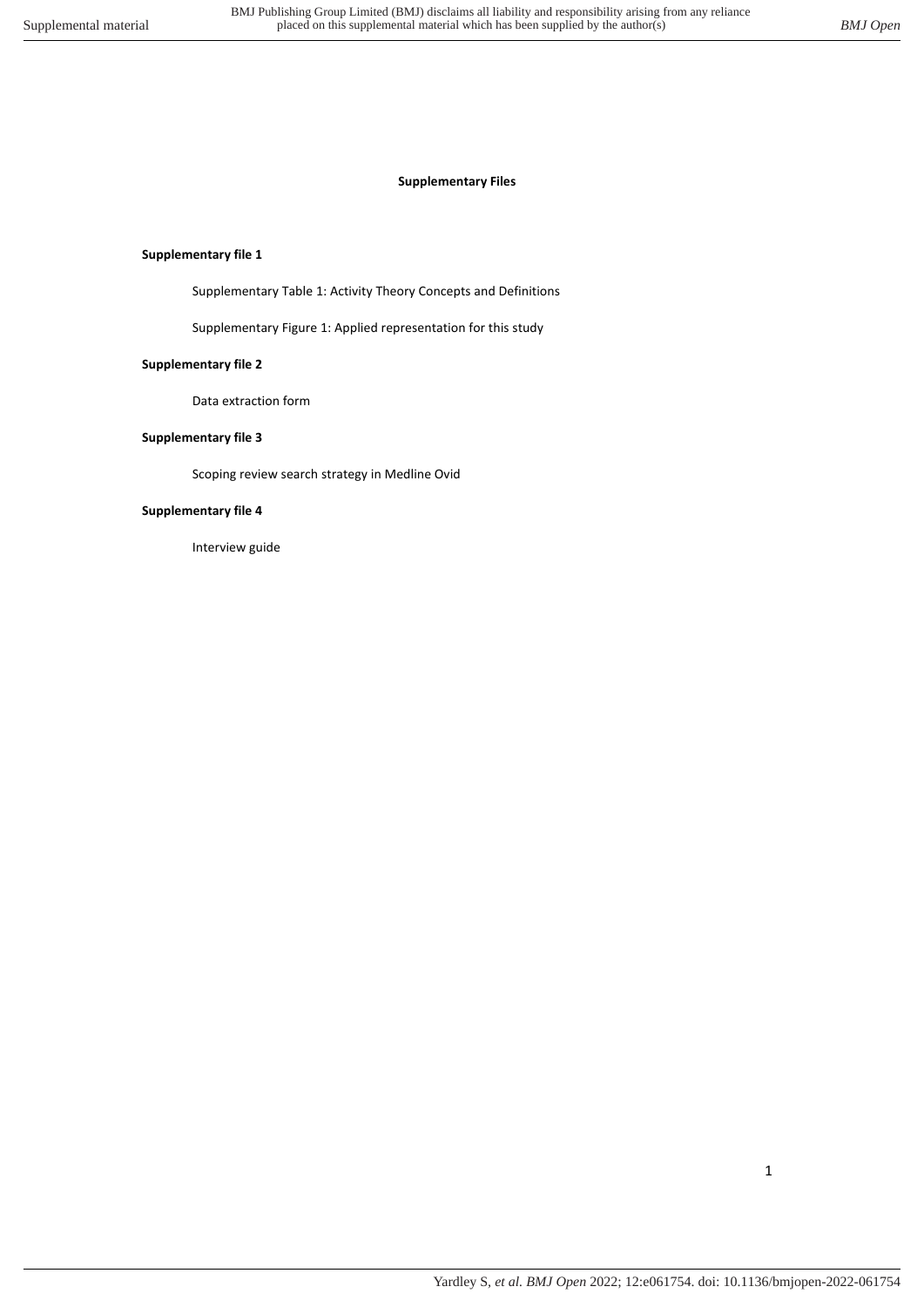**Supplementary Files**

**Supplementary file 1**

Supplementary Table 1: Activity Theory Concepts and Definitions

Supplementary Figure 1: Applied representation for this study

**Supplementary file 2**

Data extraction form

**Supplementary file 3**

Scoping review search strategy in Medline Ovid

**Supplementary file 4**

Interview guide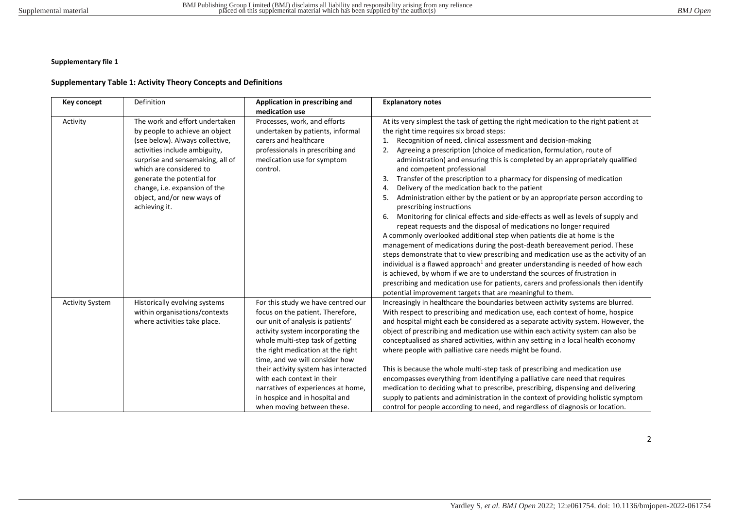**Supplementary file 1**

**Supplementary Table 1: Activity Theory Concepts and Definitions**

| Key concept | Definition | Application in prescribing and medication use | Explanatory notes |
|---|---|---|---|
| Activity | The work and effort undertaken by people to achieve an object (see below). Always collective, activities include ambiguity, surprise and sensemaking, all of which are considered to generate the potential for change, i.e. expansion of the object, and/or new ways of achieving it. | Processes, work, and efforts undertaken by patients, informal carers and healthcare professionals in prescribing and medication use for symptom control. | At its very simplest the task of getting the right medication to the right patient at the right time requires six broad steps:<br>1. Recognition of need, clinical assessment and decision-making<br>2. Agreeing a prescription (choice of medication, formulation, route of administration) and ensuring this is completed by an appropriately qualified and competent professional<br>3. Transfer of the prescription to a pharmacy for dispensing of medication<br>4. Delivery of the medication back to the patient<br>5. Administration either by the patient or by an appropriate person according to prescribing instructions<br>6. Monitoring for clinical effects and side-effects as well as levels of supply and repeat requests and the disposal of medications no longer required<br>A commonly overlooked additional step when patients die at home is the management of medications during the post-death bereavement period. These steps demonstrate that to view prescribing and medication use as the activity of an individual is a flawed approach[1] and greater understanding is needed of how each is achieved, by whom if we are to understand the sources of frustration in prescribing and medication use for patients, carers and professionals then identify potential improvement targets that are meaningful to them. |
| Activity System | Historically evolving systems within organisations/contexts where activities take place. | For this study we have centred our focus on the patient. Therefore, our unit of analysis is patients' activity system incorporating the whole multi-step task of getting the right medication at the right time, and we will consider how their activity system has interacted with each context in their narratives of experiences at home, in hospice and in hospital and when moving between these. | Increasingly in healthcare the boundaries between activity systems are blurred. With respect to prescribing and medication use, each context of home, hospice and hospital might each be considered as a separate activity system. However, the object of prescribing and medication use within each activity system can also be conceptualised as shared activities, within any setting in a local health economy where people with palliative care needs might be found.<br><br>This is because the whole multi-step task of prescribing and medication use encompasses everything from identifying a palliative care need that requires medication to deciding what to prescribe, prescribing, dispensing and delivering supply to patients and administration in the context of providing holistic symptom control for people according to need, and regardless of diagnosis or location. |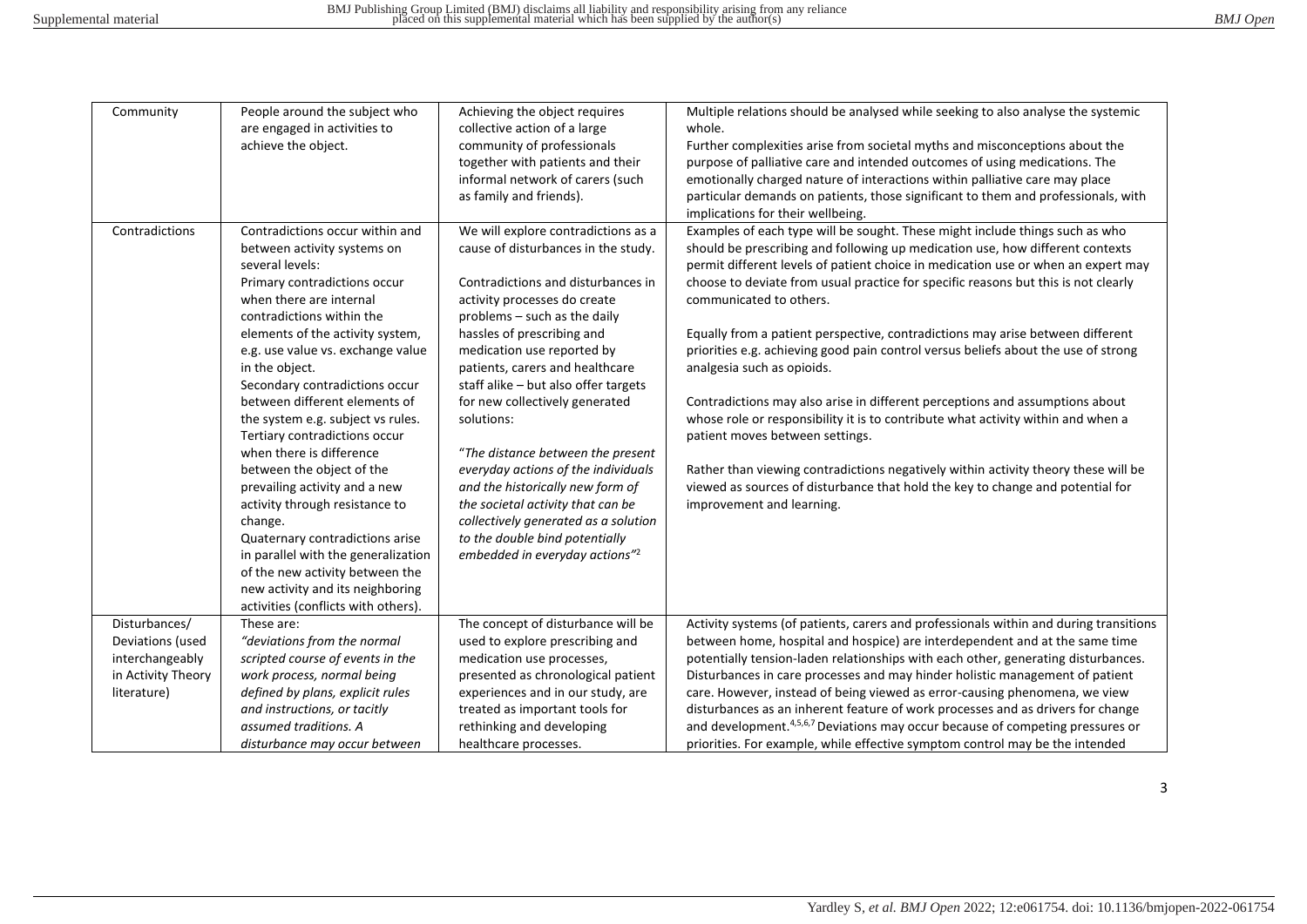| Community | People around the subject who are engaged in activities to achieve the object. | Achieving the object requires collective action of a large community of professionals together with patients and their informal network of carers (such as family and friends). | Multiple relations should be analysed while seeking to also analyse the systemic whole.<br>Further complexities arise from societal myths and misconceptions about the purpose of palliative care and intended outcomes of using medications. The emotionally charged nature of interactions within palliative care may place particular demands on patients, those significant to them and professionals, with implications for their wellbeing. |
|---|---|---|---|
| Contradictions | Contradictions occur within and between activity systems on several levels:<br>Primary contradictions occur when there are internal contradictions within the elements of the activity system, e.g. use value vs. exchange value in the object.<br>Secondary contradictions occur between different elements of the system e.g. subject vs rules.<br>Tertiary contradictions occur when there is difference between the object of the prevailing activity and a new activity through resistance to change.<br>Quaternary contradictions arise in parallel with the generalization of the new activity between the new activity and its neighboring activities (conflicts with others). | We will explore contradictions as a cause of disturbances in the study.<br><br>Contradictions and disturbances in activity processes do create problems – such as the daily hassles of prescribing and medication use reported by patients, carers and healthcare staff alike – but also offer targets for new collectively generated solutions:<br><br>"*The distance between the present everyday actions of the individuals and the historically new form of the societal activity that can be collectively generated as a solution to the double bind potentially embedded in everyday actions*"[2] | Examples of each type will be sought. These might include things such as who should be prescribing and following up medication use, how different contexts permit different levels of patient choice in medication use or when an expert may choose to deviate from usual practice for specific reasons but this is not clearly communicated to others.<br><br>Equally from a patient perspective, contradictions may arise between different priorities e.g. achieving good pain control versus beliefs about the use of strong analgesia such as opioids.<br><br>Contradictions may also arise in different perceptions and assumptions about whose role or responsibility it is to contribute what activity within and when a patient moves between settings.<br><br>Rather than viewing contradictions negatively within activity theory these will be viewed as sources of disturbance that hold the key to change and potential for improvement and learning. |
| Disturbances/ Deviations (used interchangeably in Activity Theory literature) | These are:<br>*"deviations from the normal scripted course of events in the work process, normal being defined by plans, explicit rules and instructions, or tacitly assumed traditions. A disturbance may occur between* | The concept of disturbance will be used to explore prescribing and medication use processes, presented as chronological patient experiences and in our study, are treated as important tools for rethinking and developing healthcare processes. | Activity systems (of patients, carers and professionals within and during transitions between home, hospital and hospice) are interdependent and at the same time potentially tension-laden relationships with each other, generating disturbances. Disturbances in care processes and may hinder holistic management of patient care. However, instead of being viewed as error-causing phenomena, we view disturbances as an inherent feature of work processes and as drivers for change and development.[4,5,6,7] Deviations may occur because of competing pressures or priorities. For example, while effective symptom control may be the intended |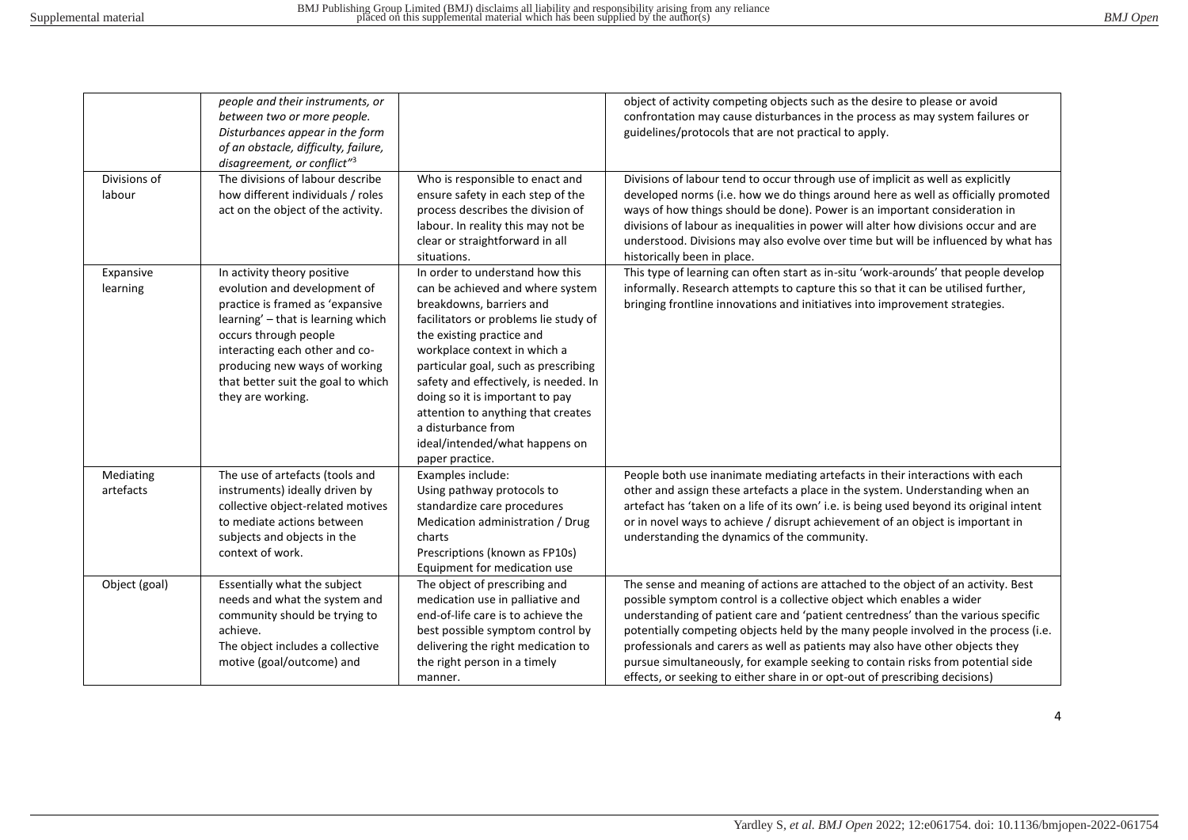| | *people and their instruments, or between two or more people. Disturbances appear in the form of an obstacle, difficulty, failure, disagreement, or conflict"*[3] | | object of activity competing objects such as the desire to please or avoid confrontation may cause disturbances in the process as may system failures or guidelines/protocols that are not practical to apply. |
|---|---|---|---|
| Divisions of labour | The divisions of labour describe how different individuals / roles act on the object of the activity. | Who is responsible to enact and ensure safety in each step of the process describes the division of labour. In reality this may not be clear or straightforward in all situations. | Divisions of labour tend to occur through use of implicit as well as explicitly developed norms (i.e. how we do things around here as well as officially promoted ways of how things should be done). Power is an important consideration in divisions of labour as inequalities in power will alter how divisions occur and are understood. Divisions may also evolve over time but will be influenced by what has historically been in place. |
| Expansive learning | In activity theory positive evolution and development of practice is framed as 'expansive learning' – that is learning which occurs through people interacting each other and co-producing new ways of working that better suit the goal to which they are working. | In order to understand how this can be achieved and where system breakdowns, barriers and facilitators or problems lie study of the existing practice and workplace context in which a particular goal, such as prescribing safety and effectively, is needed. In doing so it is important to pay attention to anything that creates a disturbance from ideal/intended/what happens on paper practice. | This type of learning can often start as in-situ 'work-arounds' that people develop informally. Research attempts to capture this so that it can be utilised further, bringing frontline innovations and initiatives into improvement strategies. |
| Mediating artefacts | The use of artefacts (tools and instruments) ideally driven by collective object-related motives to mediate actions between subjects and objects in the context of work. | Examples include:<br>Using pathway protocols to standardize care procedures<br>Medication administration / Drug charts<br>Prescriptions (known as FP10s)<br>Equipment for medication use | People both use inanimate mediating artefacts in their interactions with each other and assign these artefacts a place in the system. Understanding when an artefact has 'taken on a life of its own' i.e. is being used beyond its original intent or in novel ways to achieve / disrupt achievement of an object is important in understanding the dynamics of the community. |
| Object (goal) | Essentially what the subject needs and what the system and community should be trying to achieve.<br>The object includes a collective motive (goal/outcome) and | The object of prescribing and medication use in palliative and end-of-life care is to achieve the best possible symptom control by delivering the right medication to the right person in a timely manner. | The sense and meaning of actions are attached to the object of an activity. Best possible symptom control is a collective object which enables a wider understanding of patient care and 'patient centredness' than the various specific potentially competing objects held by the many people involved in the process (i.e. professionals and carers as well as patients may also have other objects they pursue simultaneously, for example seeking to contain risks from potential side effects, or seeking to either share in or opt-out of prescribing decisions) |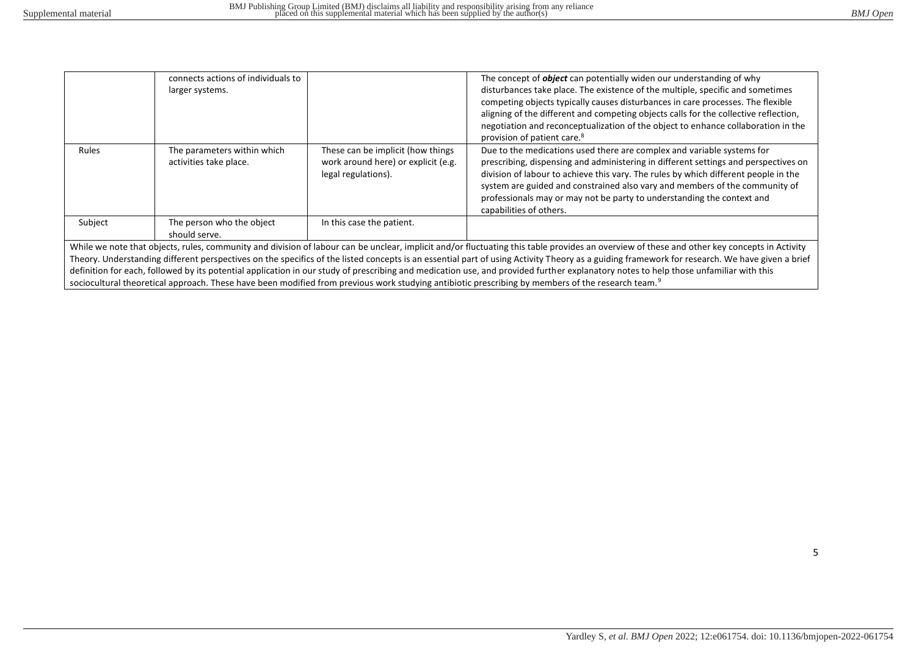| | | | |
|---|---|---|---|
| | connects actions of individuals to larger systems. | | The concept of ***object*** can potentially widen our understanding of why disturbances take place. The existence of the multiple, specific and sometimes competing objects typically causes disturbances in care processes. The flexible aligning of the different and competing objects calls for the collective reflection, negotiation and reconceptualization of the object to enhance collaboration in the provision of patient care.[8] |
| Rules | The parameters within which activities take place. | These can be implicit (how things work around here) or explicit (e.g. legal regulations). | Due to the medications used there are complex and variable systems for prescribing, dispensing and administering in different settings and perspectives on division of labour to achieve this vary. The rules by which different people in the system are guided and constrained also vary and members of the community of professionals may or may not be party to understanding the context and capabilities of others. |
| Subject | The person who the object should serve. | In this case the patient. | |

While we note that objects, rules, community and division of labour can be unclear, implicit and/or fluctuating this table provides an overview of these and other key concepts in Activity Theory. Understanding different perspectives on the specifics of the listed concepts is an essential part of using Activity Theory as a guiding framework for research. We have given a brief definition for each, followed by its potential application in our study of prescribing and medication use, and provided further explanatory notes to help those unfamiliar with this sociocultural theoretical approach. These have been modified from previous work studying antibiotic prescribing by members of the research team.[9]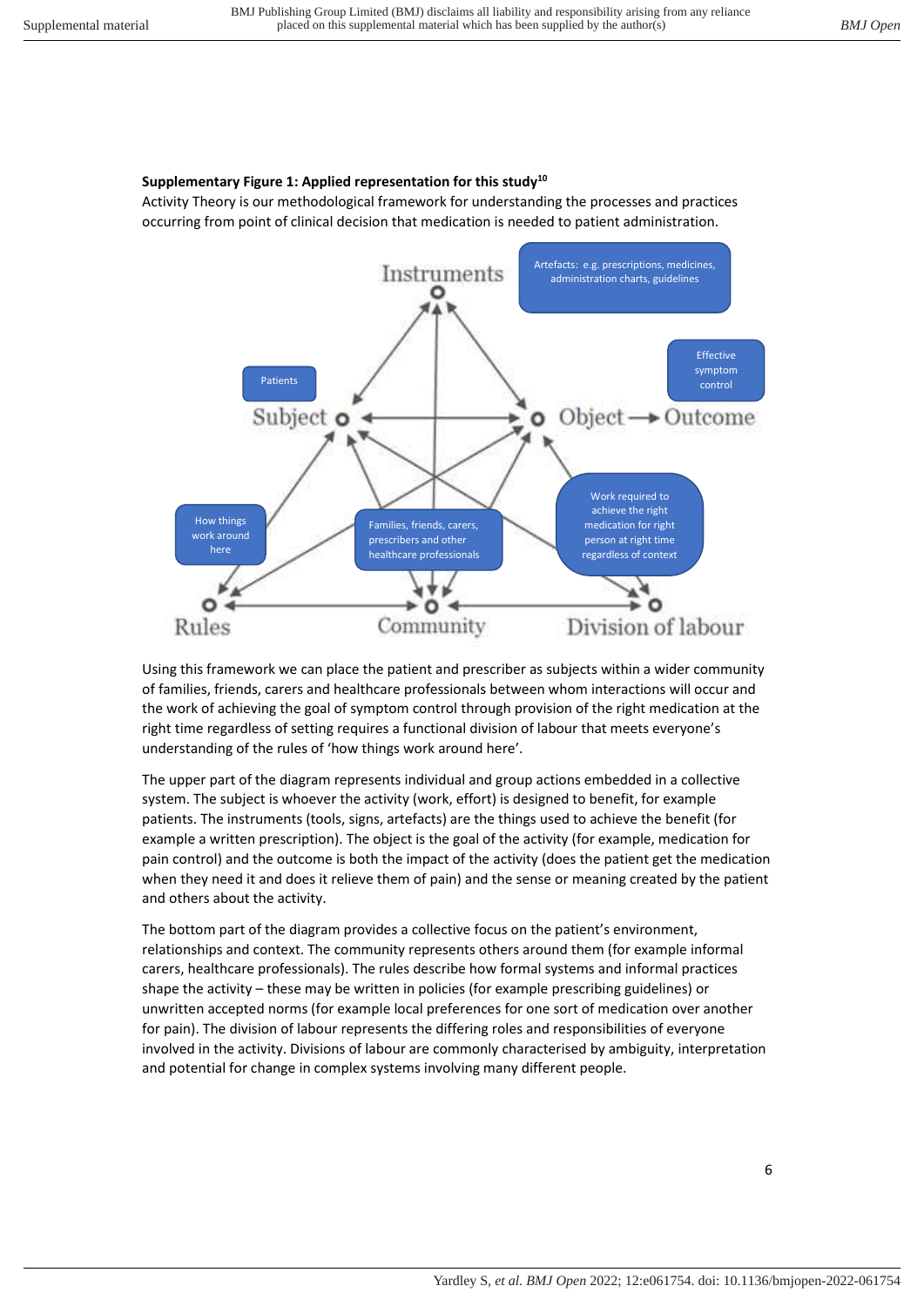**Supplementary Figure 1: Applied representation for this study[10]**

Activity Theory is our methodological framework for understanding the processes and practices occurring from point of clinical decision that medication is needed to patient administration.

Instruments

Artefacts: e.g. prescriptions, medicines, administration charts, guidelines

Patients

Subject

Object → Outcome

Effective symptom control

How things work around here

Families, friends, carers, prescribers and other healthcare professionals

Work required to achieve the right medication for right person at right time regardless of context

Rules

Community

Division of labour

Using this framework we can place the patient and prescriber as subjects within a wider community of families, friends, carers and healthcare professionals between whom interactions will occur and the work of achieving the goal of symptom control through provision of the right medication at the right time regardless of setting requires a functional division of labour that meets everyone's understanding of the rules of 'how things work around here'.

The upper part of the diagram represents individual and group actions embedded in a collective system. The subject is whoever the activity (work, effort) is designed to benefit, for example patients. The instruments (tools, signs, artefacts) are the things used to achieve the benefit (for example a written prescription). The object is the goal of the activity (for example, medication for pain control) and the outcome is both the impact of the activity (does the patient get the medication when they need it and does it relieve them of pain) and the sense or meaning created by the patient and others about the activity.

The bottom part of the diagram provides a collective focus on the patient's environment, relationships and context. The community represents others around them (for example informal carers, healthcare professionals). The rules describe how formal systems and informal practices shape the activity – these may be written in policies (for example prescribing guidelines) or unwritten accepted norms (for example local preferences for one sort of medication over another for pain). The division of labour represents the differing roles and responsibilities of everyone involved in the activity. Divisions of labour are commonly characterised by ambiguity, interpretation and potential for change in complex systems involving many different people.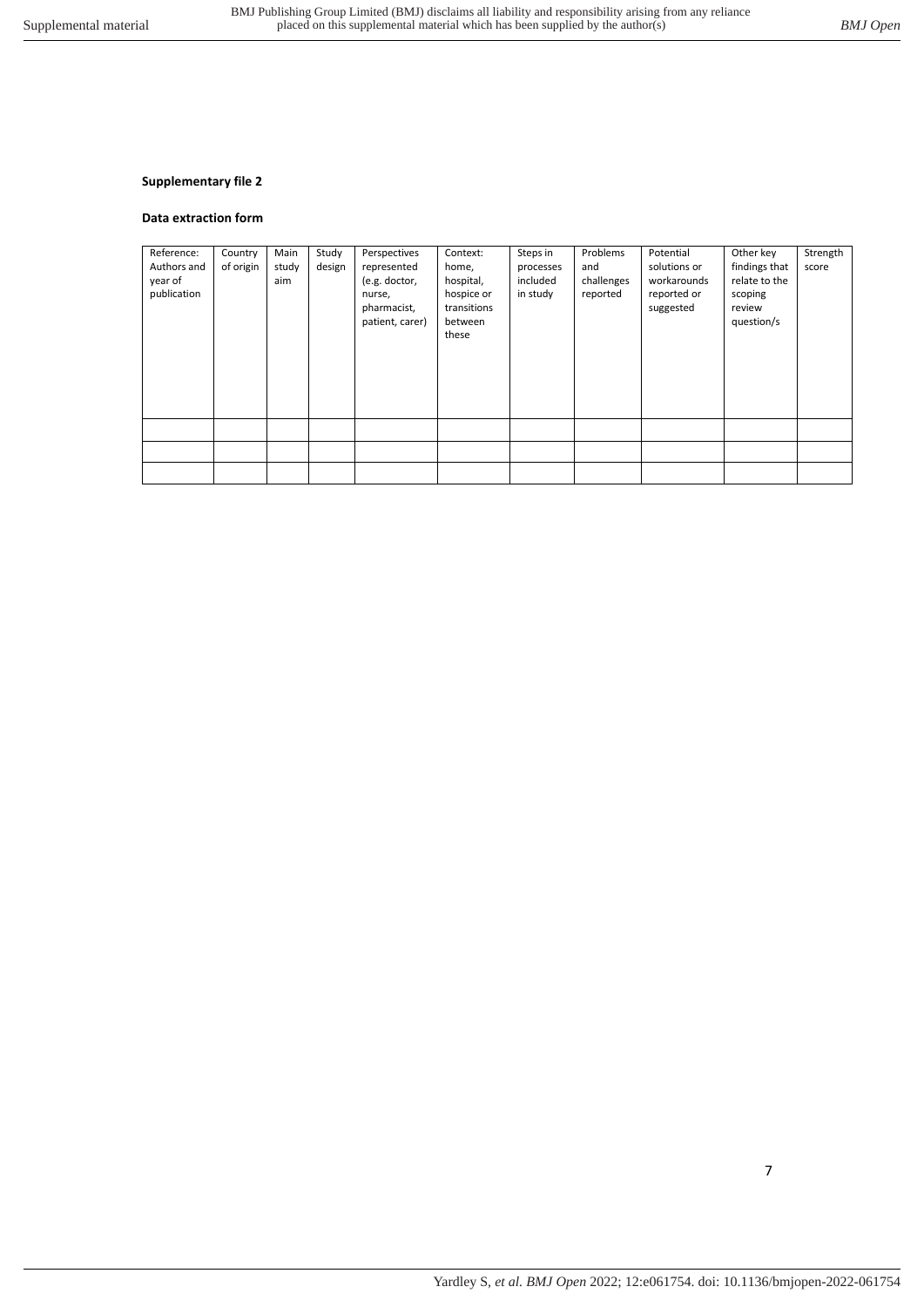**Supplementary file 2**

**Data extraction form**

| Reference: Authors and year of publication | Country of origin | Main study aim | Study design | Perspectives represented (e.g. doctor, nurse, pharmacist, patient, carer) | Context: home, hospital, hospice or transitions between these | Steps in processes included in study | Problems and challenges reported | Potential solutions or workarounds reported or suggested | Other key findings that relate to the scoping review question/s | Strength score |
|---|---|---|---|---|---|---|---|---|---|---|
| | | | | | | | | | | |
| | | | | | | | | | | |
| | | | | | | | | | | |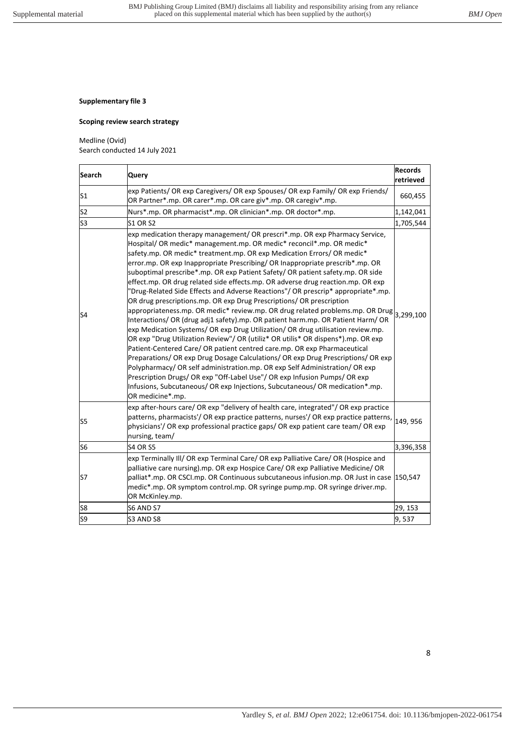**Supplementary file 3**

**Scoping review search strategy**

Medline (Ovid)
Search conducted 14 July 2021

| Search | Query | Records retrieved |
|---|---|---|
| S1 | exp Patients/ OR exp Caregivers/ OR exp Spouses/ OR exp Family/ OR exp Friends/ OR Partner*.mp. OR carer*.mp. OR care giv*.mp. OR caregiv*.mp. | 660,455 |
| S2 | Nurs*.mp. OR pharmacist*.mp. OR clinician*.mp. OR doctor*.mp. | 1,142,041 |
| S3 | S1 OR S2 | 1,705,544 |
| S4 | exp medication therapy management/ OR prescri*.mp. OR exp Pharmacy Service, Hospital/ OR medic* management.mp. OR medic* reconcil*.mp. OR medic* safety.mp. OR medic* treatment.mp. OR exp Medication Errors/ OR medic* error.mp. OR exp Inappropriate Prescribing/ OR Inappropriate prescrib*.mp. OR suboptimal prescribe*.mp. OR exp Patient Safety/ OR patient safety.mp. OR side effect.mp. OR drug related side effects.mp. OR adverse drug reaction.mp. OR exp "Drug-Related Side Effects and Adverse Reactions"/ OR prescrip* appropriate*.mp. OR drug prescriptions.mp. OR exp Drug Prescriptions/ OR prescription appropriateness.mp. OR medic* review.mp. OR drug related problems.mp. OR Drug Interactions/ OR (drug adj1 safety).mp. OR patient harm.mp. OR Patient Harm/ OR exp Medication Systems/ OR exp Drug Utilization/ OR drug utilisation review.mp. OR exp "Drug Utilization Review"/ OR (utiliz* OR utilis* OR dispens*).mp. OR exp Patient-Centered Care/ OR patient centred care.mp. OR exp Pharmaceutical Preparations/ OR exp Drug Dosage Calculations/ OR exp Drug Prescriptions/ OR exp Polypharmacy/ OR self administration.mp. OR exp Self Administration/ OR exp Prescription Drugs/ OR exp "Off-Label Use"/ OR exp Infusion Pumps/ OR exp Infusions, Subcutaneous/ OR exp Injections, Subcutaneous/ OR medication*.mp. OR medicine*.mp. | 3,299,100 |
| S5 | exp after-hours care/ OR exp "delivery of health care, integrated"/ OR exp practice patterns, pharmacists'/ OR exp practice patterns, nurses'/ OR exp practice patterns, physicians'/ OR exp professional practice gaps/ OR exp patient care team/ OR exp nursing, team/ | 149, 956 |
| S6 | S4 OR S5 | 3,396,358 |
| S7 | exp Terminally Ill/ OR exp Terminal Care/ OR exp Palliative Care/ OR (Hospice and palliative care nursing).mp. OR exp Hospice Care/ OR exp Palliative Medicine/ OR palliat*.mp. OR CSCI.mp. OR Continuous subcutaneous infusion.mp. OR Just in case medic*.mp. OR symptom control.mp. OR syringe pump.mp. OR syringe driver.mp. OR McKinley.mp. | 150,547 |
| S8 | S6 AND S7 | 29, 153 |
| S9 | S3 AND S8 | 9, 537 |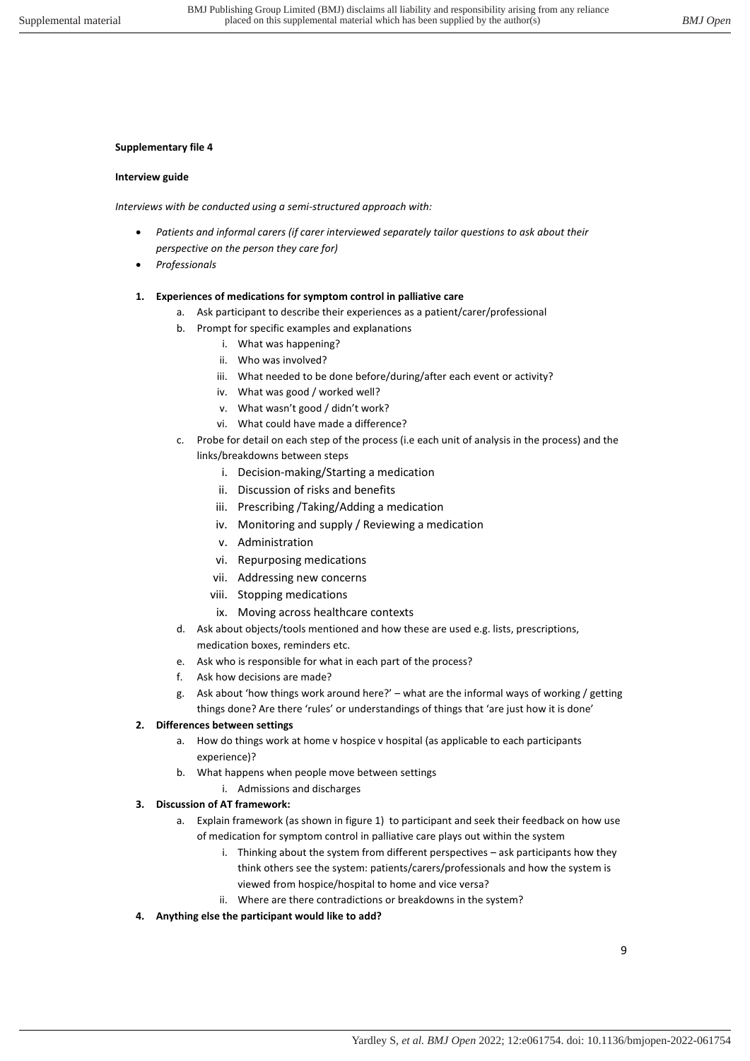**Supplementary file 4**

**Interview guide**

*Interviews with be conducted using a semi-structured approach with:*

- *Patients and informal carers (if carer interviewed separately tailor questions to ask about their perspective on the person they care for)*
- *Professionals*

1. **Experiences of medications for symptom control in palliative care**
   a. Ask participant to describe their experiences as a patient/carer/professional
   b. Prompt for specific examples and explanations
      i. What was happening?
      ii. Who was involved?
      iii. What needed to be done before/during/after each event or activity?
      iv. What was good / worked well?
      v. What wasn't good / didn't work?
      vi. What could have made a difference?
   c. Probe for detail on each step of the process (i.e each unit of analysis in the process) and the links/breakdowns between steps
      i. Decision-making/Starting a medication
      ii. Discussion of risks and benefits
      iii. Prescribing /Taking/Adding a medication
      iv. Monitoring and supply / Reviewing a medication
      v. Administration
      vi. Repurposing medications
      vii. Addressing new concerns
      viii. Stopping medications
      ix. Moving across healthcare contexts
   d. Ask about objects/tools mentioned and how these are used e.g. lists, prescriptions, medication boxes, reminders etc.
   e. Ask who is responsible for what in each part of the process?
   f. Ask how decisions are made?
   g. Ask about 'how things work around here?' – what are the informal ways of working / getting things done? Are there 'rules' or understandings of things that 'are just how it is done'
2. **Differences between settings**
   a. How do things work at home v hospice v hospital (as applicable to each participants experience)?
   b. What happens when people move between settings
      i. Admissions and discharges
3. **Discussion of AT framework:**
   a. Explain framework (as shown in figure 1) to participant and seek their feedback on how use of medication for symptom control in palliative care plays out within the system
      i. Thinking about the system from different perspectives – ask participants how they think others see the system: patients/carers/professionals and how the system is viewed from hospice/hospital to home and vice versa?
      ii. Where are there contradictions or breakdowns in the system?
4. **Anything else the participant would like to add?**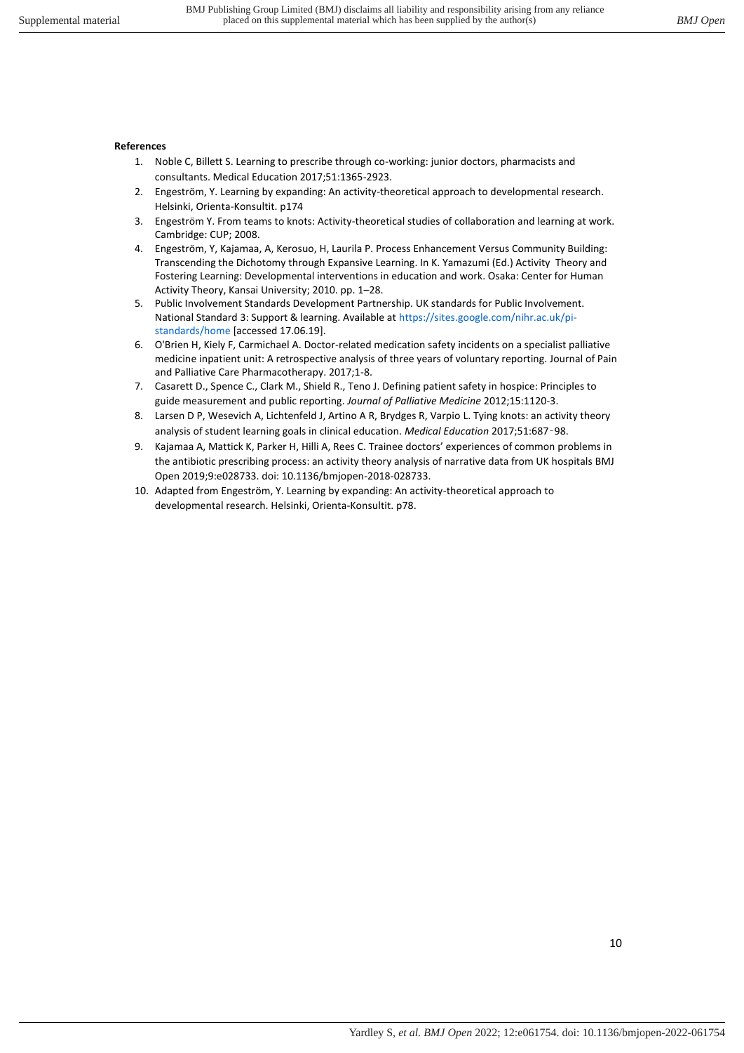**References**

1. Noble C, Billett S. Learning to prescribe through co-working: junior doctors, pharmacists and consultants. Medical Education 2017;51:1365-2923.
2. Engeström, Y. Learning by expanding: An activity-theoretical approach to developmental research. Helsinki, Orienta-Konsultit. p174
3. Engeström Y. From teams to knots: Activity-theoretical studies of collaboration and learning at work. Cambridge: CUP; 2008.
4. Engeström, Y, Kajamaa, A, Kerosuo, H, Laurila P. Process Enhancement Versus Community Building: Transcending the Dichotomy through Expansive Learning. In K. Yamazumi (Ed.) Activity Theory and Fostering Learning: Developmental interventions in education and work. Osaka: Center for Human Activity Theory, Kansai University; 2010. pp. 1–28.
5. Public Involvement Standards Development Partnership. UK standards for Public Involvement. National Standard 3: Support & learning. Available at https://sites.google.com/nihr.ac.uk/pi-standards/home [accessed 17.06.19].
6. O'Brien H, Kiely F, Carmichael A. Doctor-related medication safety incidents on a specialist palliative medicine inpatient unit: A retrospective analysis of three years of voluntary reporting. Journal of Pain and Palliative Care Pharmacotherapy. 2017;1-8.
7. Casarett D., Spence C., Clark M., Shield R., Teno J. Defining patient safety in hospice: Principles to guide measurement and public reporting. *Journal of Palliative Medicine* 2012;15:1120-3.
8. Larsen D P, Wesevich A, Lichtenfeld J, Artino A R, Brydges R, Varpio L. Tying knots: an activity theory analysis of student learning goals in clinical education. *Medical Education* 2017;51:687‑98.
9. Kajamaa A, Mattick K, Parker H, Hilli A, Rees C. Trainee doctors' experiences of common problems in the antibiotic prescribing process: an activity theory analysis of narrative data from UK hospitals BMJ Open 2019;9:e028733. doi: 10.1136/bmjopen-2018-028733.
10. Adapted from Engeström, Y. Learning by expanding: An activity-theoretical approach to developmental research. Helsinki, Orienta-Konsultit. p78.